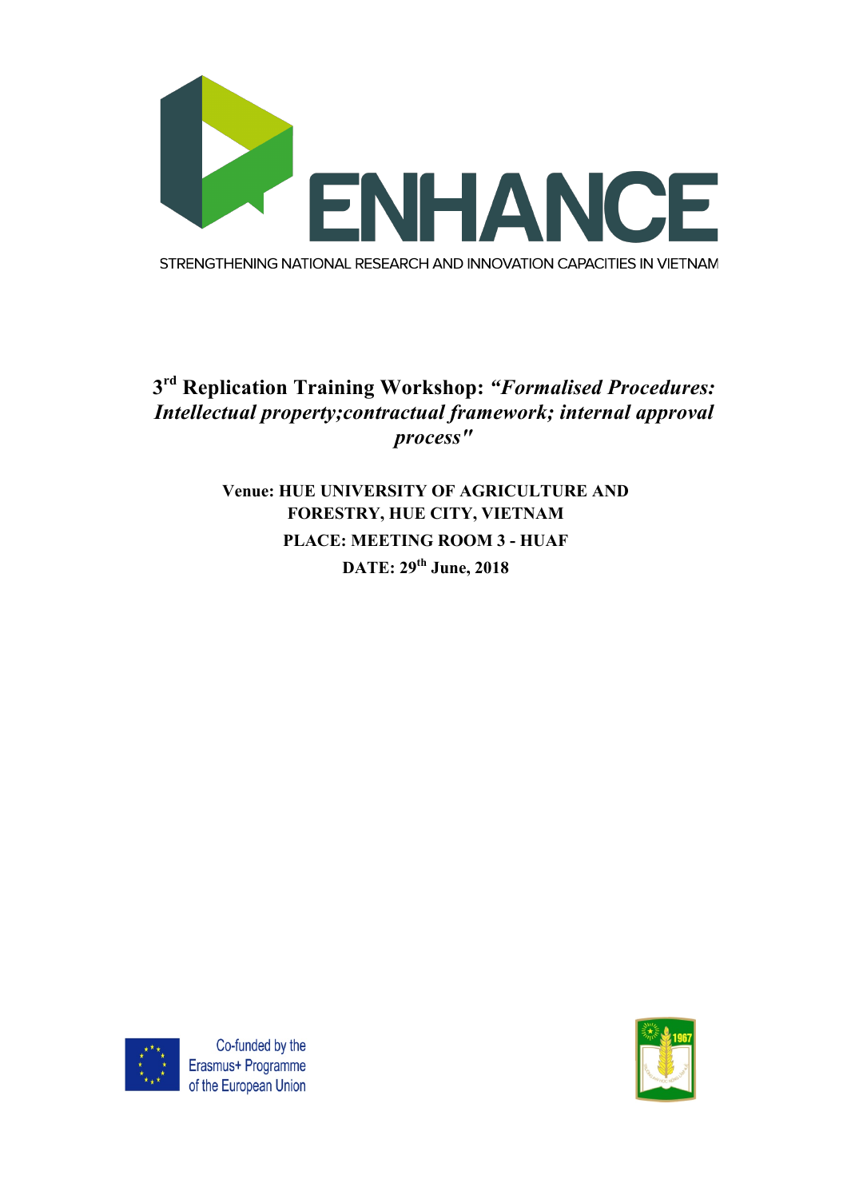ENHANCE

STRENGTHENING NATIONAL RESEARCH AND INNOVATION CAPACITIES IN VIETNAM

# 3rd Replication Training Workshop: *"Formalised Procedures: Intellectual property;contractual framework; internal approval process"*

**Venue: HUE UNIVERSITY OF AGRICULTURE AND FORESTRY, HUE CITY, VIETNAM**

**PLACE: MEETING ROOM 3 - HUAF**

**DATE: 29th June, 2018**

Co-funded by the Erasmus+ Programme of the European Union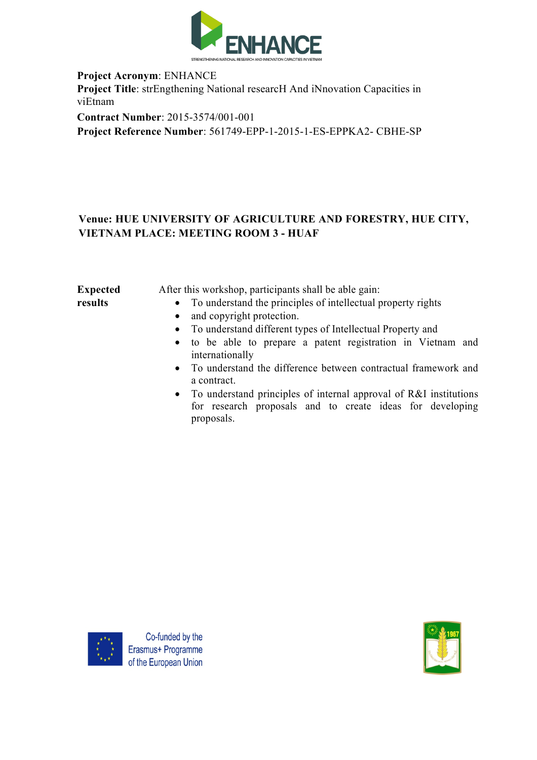**Project Acronym**: ENHANCE
**Project Title**: strEngthening National researcH And iNnovation Capacities in viEtnam
**Contract Number**: 2015-3574/001-001
**Project Reference Number**: 561749-EPP-1-2015-1-ES-EPPKA2- CBHE-SP

**Venue: HUE UNIVERSITY OF AGRICULTURE AND FORESTRY, HUE CITY, VIETNAM PLACE: MEETING ROOM 3 - HUAF**

| **Expected results** | After this workshop, participants shall be able gain:<br>• To understand the principles of intellectual property rights<br>• and copyright protection.<br>• To understand different types of Intellectual Property and<br>• to be able to prepare a patent registration in Vietnam and internationally<br>• To understand the difference between contractual framework and a contract.<br>• To understand principles of internal approval of R&I institutions for research proposals and to create ideas for developing proposals. |
|---|---|

Co-funded by the Erasmus+ Programme of the European Union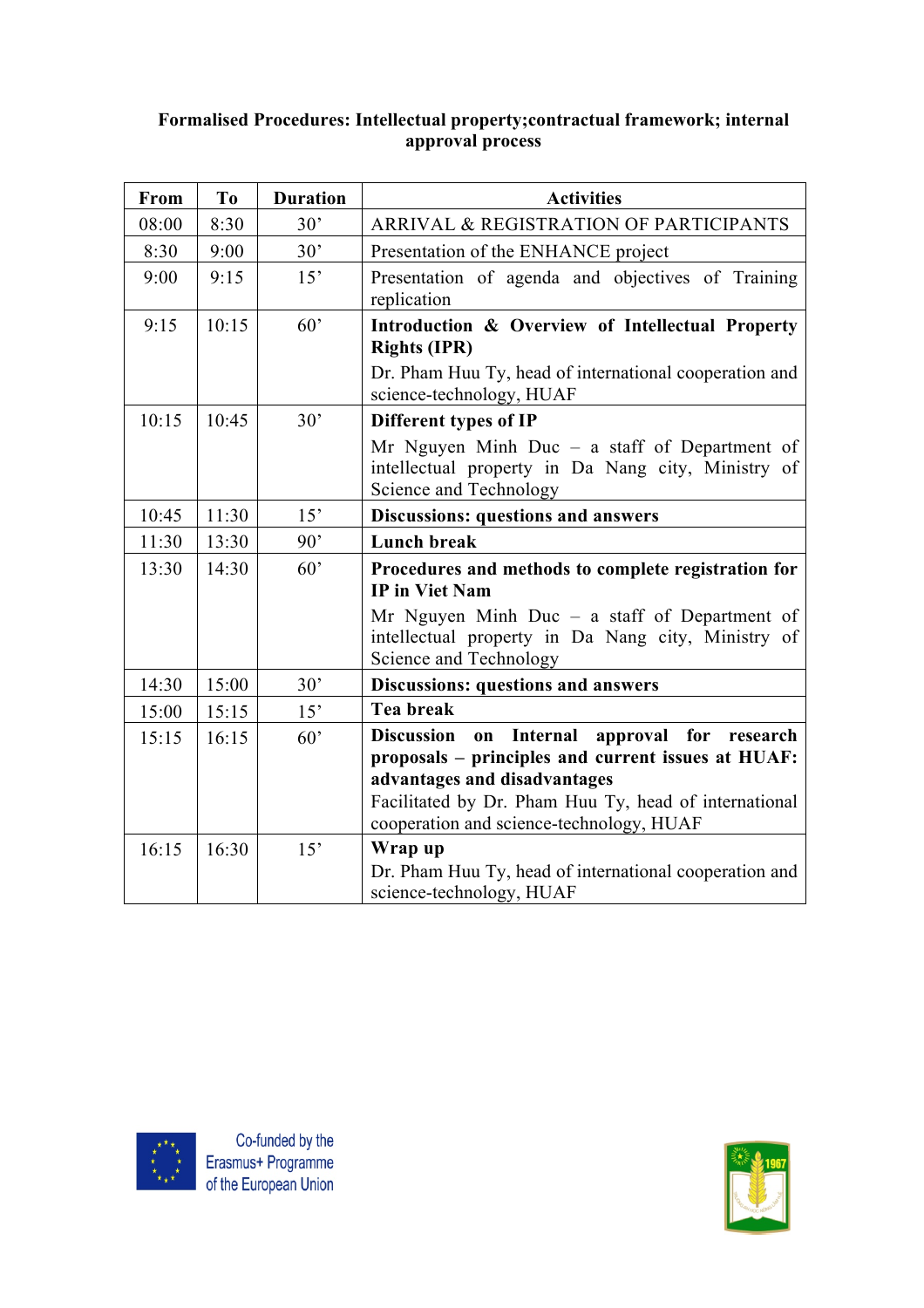**Formalised Procedures: Intellectual property;contractual framework; internal approval process**

| From | To | Duration | Activities |
|---|---|---|---|
| 08:00 | 8:30 | 30’ | ARRIVAL & REGISTRATION OF PARTICIPANTS |
| 8:30 | 9:00 | 30’ | Presentation of the ENHANCE project |
| 9:00 | 9:15 | 15’ | Presentation of agenda and objectives of Training replication |
| 9:15 | 10:15 | 60’ | **Introduction & Overview of Intellectual Property Rights (IPR)**<br>Dr. Pham Huu Ty, head of international cooperation and science-technology, HUAF |
| 10:15 | 10:45 | 30’ | **Different types of IP**<br>Mr Nguyen Minh Duc – a staff of Department of intellectual property in Da Nang city, Ministry of Science and Technology |
| 10:45 | 11:30 | 15’ | **Discussions: questions and answers** |
| 11:30 | 13:30 | 90’ | **Lunch break** |
| 13:30 | 14:30 | 60’ | **Procedures and methods to complete registration for IP in Viet Nam**<br>Mr Nguyen Minh Duc – a staff of Department of intellectual property in Da Nang city, Ministry of Science and Technology |
| 14:30 | 15:00 | 30’ | **Discussions: questions and answers** |
| 15:00 | 15:15 | 15’ | **Tea break** |
| 15:15 | 16:15 | 60’ | **Discussion on Internal approval for research proposals – principles and current issues at HUAF: advantages and disadvantages**<br>Facilitated by Dr. Pham Huu Ty, head of international cooperation and science-technology, HUAF |
| 16:15 | 16:30 | 15’ | **Wrap up**<br>Dr. Pham Huu Ty, head of international cooperation and science-technology, HUAF |

Co-funded by the Erasmus+ Programme of the European Union